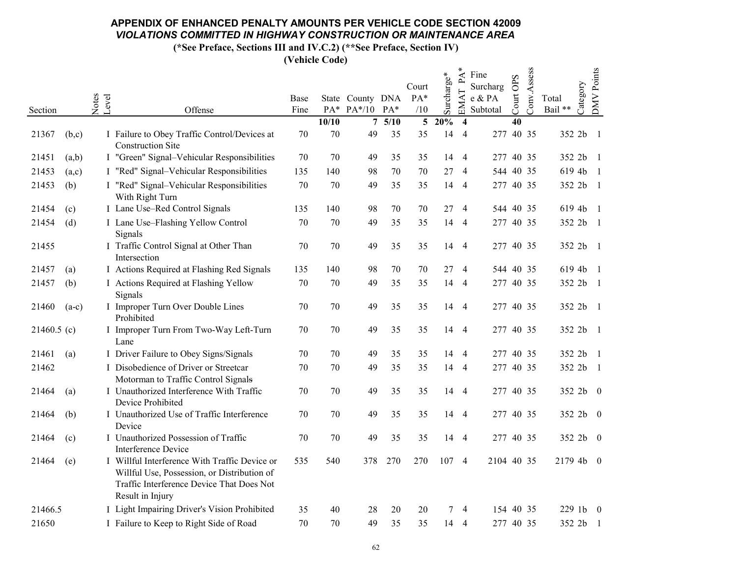# APPENDIX OF ENHANCED PENALTY AMOUNTS PER VEHICLE CODE SECTION 42009

## *VIOLATIONS COMMITTED IN HIGHWAY CONSTRUCTION OR MAINTENANCE AREA*

**(*See Preface, Sections III and IV.C.2) (**See Preface, Section IV)**

**(Vehicle Code)**

| Section | | Notes | Level | Offense | Base Fine | State PA* | County PA*/10 | DNA PA* | Court PA* /10 | Surcharge* | EMAT PA* | Fine Surcharge & PA Subtotal | Court OPS | Conv.Assess | Total Bail ** | Category | DMV Points |
|---|---|---|---|---|---|---|---|---|---|---|---|---|---|---|---|---|---|
| | | | | | | **10/10** | **7** | **5/10** | **5** | **20%** | **4** | | **40** | | | | |
| 21367 | (b,c) | | I | Failure to Obey Traffic Control/Devices at Construction Site | 70 | 70 | 49 | 35 | 35 | 14 | 4 | 277 | 40 | 35 | 352 | 2b | 1 |
| 21451 | (a,b) | | I | "Green" Signal–Vehicular Responsibilities | 70 | 70 | 49 | 35 | 35 | 14 | 4 | 277 | 40 | 35 | 352 | 2b | 1 |
| 21453 | (a,c) | | I | "Red" Signal–Vehicular Responsibilities | 135 | 140 | 98 | 70 | 70 | 27 | 4 | 544 | 40 | 35 | 619 | 4b | 1 |
| 21453 | (b) | | I | "Red" Signal–Vehicular Responsibilities With Right Turn | 70 | 70 | 49 | 35 | 35 | 14 | 4 | 277 | 40 | 35 | 352 | 2b | 1 |
| 21454 | (c) | | I | Lane Use–Red Control Signals | 135 | 140 | 98 | 70 | 70 | 27 | 4 | 544 | 40 | 35 | 619 | 4b | 1 |
| 21454 | (d) | | I | Lane Use–Flashing Yellow Control Signals | 70 | 70 | 49 | 35 | 35 | 14 | 4 | 277 | 40 | 35 | 352 | 2b | 1 |
| 21455 | | | I | Traffic Control Signal at Other Than Intersection | 70 | 70 | 49 | 35 | 35 | 14 | 4 | 277 | 40 | 35 | 352 | 2b | 1 |
| 21457 | (a) | | I | Actions Required at Flashing Red Signals | 135 | 140 | 98 | 70 | 70 | 27 | 4 | 544 | 40 | 35 | 619 | 4b | 1 |
| 21457 | (b) | | I | Actions Required at Flashing Yellow Signals | 70 | 70 | 49 | 35 | 35 | 14 | 4 | 277 | 40 | 35 | 352 | 2b | 1 |
| 21460 | (a-c) | | I | Improper Turn Over Double Lines Prohibited | 70 | 70 | 49 | 35 | 35 | 14 | 4 | 277 | 40 | 35 | 352 | 2b | 1 |
| 21460.5 | (c) | | I | Improper Turn From Two-Way Left-Turn Lane | 70 | 70 | 49 | 35 | 35 | 14 | 4 | 277 | 40 | 35 | 352 | 2b | 1 |
| 21461 | (a) | | I | Driver Failure to Obey Signs/Signals | 70 | 70 | 49 | 35 | 35 | 14 | 4 | 277 | 40 | 35 | 352 | 2b | 1 |
| 21462 | | | I | Disobedience of Driver or Streetcar Motorman to Traffic Control Signals | 70 | 70 | 49 | 35 | 35 | 14 | 4 | 277 | 40 | 35 | 352 | 2b | 1 |
| 21464 | (a) | | I | Unauthorized Interference With Traffic Device Prohibited | 70 | 70 | 49 | 35 | 35 | 14 | 4 | 277 | 40 | 35 | 352 | 2b | 0 |
| 21464 | (b) | | I | Unauthorized Use of Traffic Interference Device | 70 | 70 | 49 | 35 | 35 | 14 | 4 | 277 | 40 | 35 | 352 | 2b | 0 |
| 21464 | (c) | | I | Unauthorized Possession of Traffic Interference Device | 70 | 70 | 49 | 35 | 35 | 14 | 4 | 277 | 40 | 35 | 352 | 2b | 0 |
| 21464 | (e) | | I | Willful Interference With Traffic Device or Willful Use, Possession, or Distribution of Traffic Interference Device That Does Not Result in Injury | 535 | 540 | 378 | 270 | 270 | 107 | 4 | 2104 | 40 | 35 | 2179 | 4b | 0 |
| 21466.5 | | | I | Light Impairing Driver's Vision Prohibited | 35 | 40 | 28 | 20 | 20 | 7 | 4 | 154 | 40 | 35 | 229 | 1b | 0 |
| 21650 | | | I | Failure to Keep to Right Side of Road | 70 | 70 | 49 | 35 | 35 | 14 | 4 | 277 | 40 | 35 | 352 | 2b | 1 |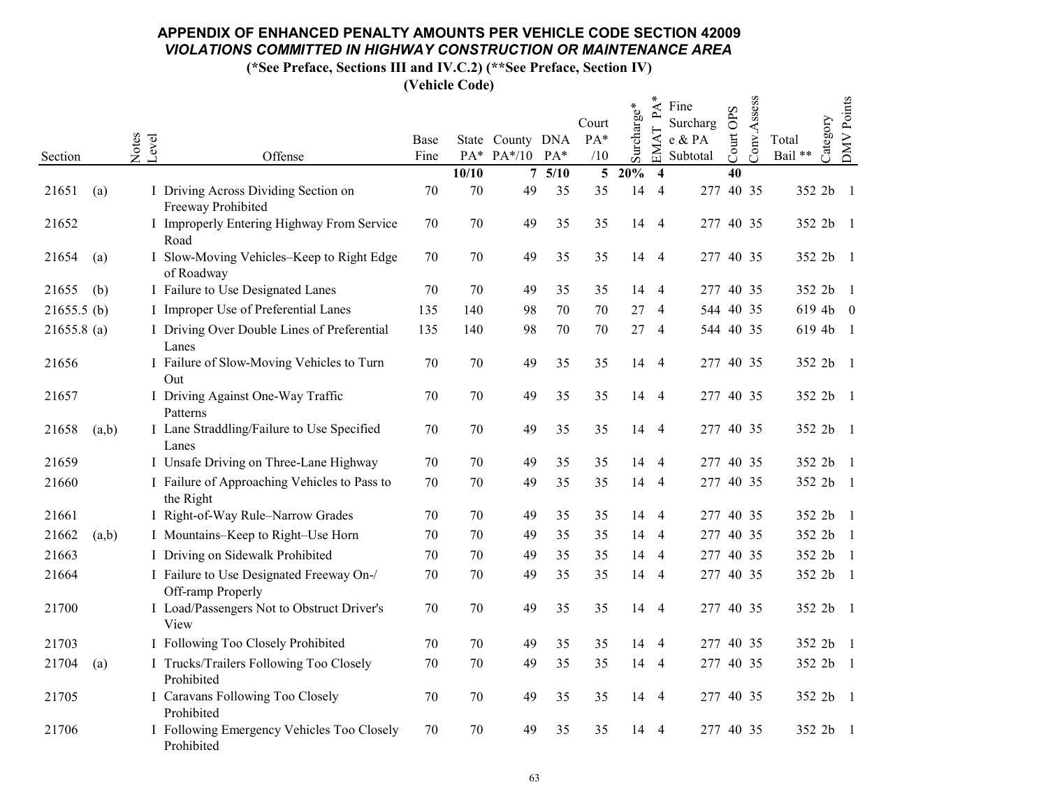# APPENDIX OF ENHANCED PENALTY AMOUNTS PER VEHICLE CODE SECTION 42009

## *VIOLATIONS COMMITTED IN HIGHWAY CONSTRUCTION OR MAINTENANCE AREA*

**(*See Preface, Sections III and IV.C.2) (**See Preface, Section IV)**

**(Vehicle Code)**

| Section | | Notes | Level | Offense | Base Fine | State PA* | County PA*/10 | DNA PA* | Court PA* /10 | Surcharge* | EMAT PA* | Fine Surcharge & PA Subtotal | Court OPS | Conv.Assess | Total Bail ** | Category | DMV Points |
|---|---|---|---|---|---|---|---|---|---|---|---|---|---|---|---|---|---|
| | | | | | | **10/10** | **7** | **5/10** | **5** | **20%** | **4** | | **40** | | | | |
| 21651 | (a) | | I | Driving Across Dividing Section on Freeway Prohibited | 70 | 70 | 49 | 35 | 35 | 14 | 4 | 277 | 40 | 35 | 352 | 2b | 1 |
| 21652 | | | I | Improperly Entering Highway From Service Road | 70 | 70 | 49 | 35 | 35 | 14 | 4 | 277 | 40 | 35 | 352 | 2b | 1 |
| 21654 | (a) | | I | Slow-Moving Vehicles–Keep to Right Edge of Roadway | 70 | 70 | 49 | 35 | 35 | 14 | 4 | 277 | 40 | 35 | 352 | 2b | 1 |
| 21655 | (b) | | I | Failure to Use Designated Lanes | 70 | 70 | 49 | 35 | 35 | 14 | 4 | 277 | 40 | 35 | 352 | 2b | 1 |
| 21655.5 | (b) | | I | Improper Use of Preferential Lanes | 135 | 140 | 98 | 70 | 70 | 27 | 4 | 544 | 40 | 35 | 619 | 4b | 0 |
| 21655.8 | (a) | | I | Driving Over Double Lines of Preferential Lanes | 135 | 140 | 98 | 70 | 70 | 27 | 4 | 544 | 40 | 35 | 619 | 4b | 1 |
| 21656 | | | I | Failure of Slow-Moving Vehicles to Turn Out | 70 | 70 | 49 | 35 | 35 | 14 | 4 | 277 | 40 | 35 | 352 | 2b | 1 |
| 21657 | | | I | Driving Against One-Way Traffic Patterns | 70 | 70 | 49 | 35 | 35 | 14 | 4 | 277 | 40 | 35 | 352 | 2b | 1 |
| 21658 | (a,b) | | I | Lane Straddling/Failure to Use Specified Lanes | 70 | 70 | 49 | 35 | 35 | 14 | 4 | 277 | 40 | 35 | 352 | 2b | 1 |
| 21659 | | | I | Unsafe Driving on Three-Lane Highway | 70 | 70 | 49 | 35 | 35 | 14 | 4 | 277 | 40 | 35 | 352 | 2b | 1 |
| 21660 | | | I | Failure of Approaching Vehicles to Pass to the Right | 70 | 70 | 49 | 35 | 35 | 14 | 4 | 277 | 40 | 35 | 352 | 2b | 1 |
| 21661 | | | I | Right-of-Way Rule–Narrow Grades | 70 | 70 | 49 | 35 | 35 | 14 | 4 | 277 | 40 | 35 | 352 | 2b | 1 |
| 21662 | (a,b) | | I | Mountains–Keep to Right–Use Horn | 70 | 70 | 49 | 35 | 35 | 14 | 4 | 277 | 40 | 35 | 352 | 2b | 1 |
| 21663 | | | I | Driving on Sidewalk Prohibited | 70 | 70 | 49 | 35 | 35 | 14 | 4 | 277 | 40 | 35 | 352 | 2b | 1 |
| 21664 | | | I | Failure to Use Designated Freeway On-/ Off-ramp Properly | 70 | 70 | 49 | 35 | 35 | 14 | 4 | 277 | 40 | 35 | 352 | 2b | 1 |
| 21700 | | | I | Load/Passengers Not to Obstruct Driver's View | 70 | 70 | 49 | 35 | 35 | 14 | 4 | 277 | 40 | 35 | 352 | 2b | 1 |
| 21703 | | | I | Following Too Closely Prohibited | 70 | 70 | 49 | 35 | 35 | 14 | 4 | 277 | 40 | 35 | 352 | 2b | 1 |
| 21704 | (a) | | I | Trucks/Trailers Following Too Closely Prohibited | 70 | 70 | 49 | 35 | 35 | 14 | 4 | 277 | 40 | 35 | 352 | 2b | 1 |
| 21705 | | | I | Caravans Following Too Closely Prohibited | 70 | 70 | 49 | 35 | 35 | 14 | 4 | 277 | 40 | 35 | 352 | 2b | 1 |
| 21706 | | | I | Following Emergency Vehicles Too Closely Prohibited | 70 | 70 | 49 | 35 | 35 | 14 | 4 | 277 | 40 | 35 | 352 | 2b | 1 |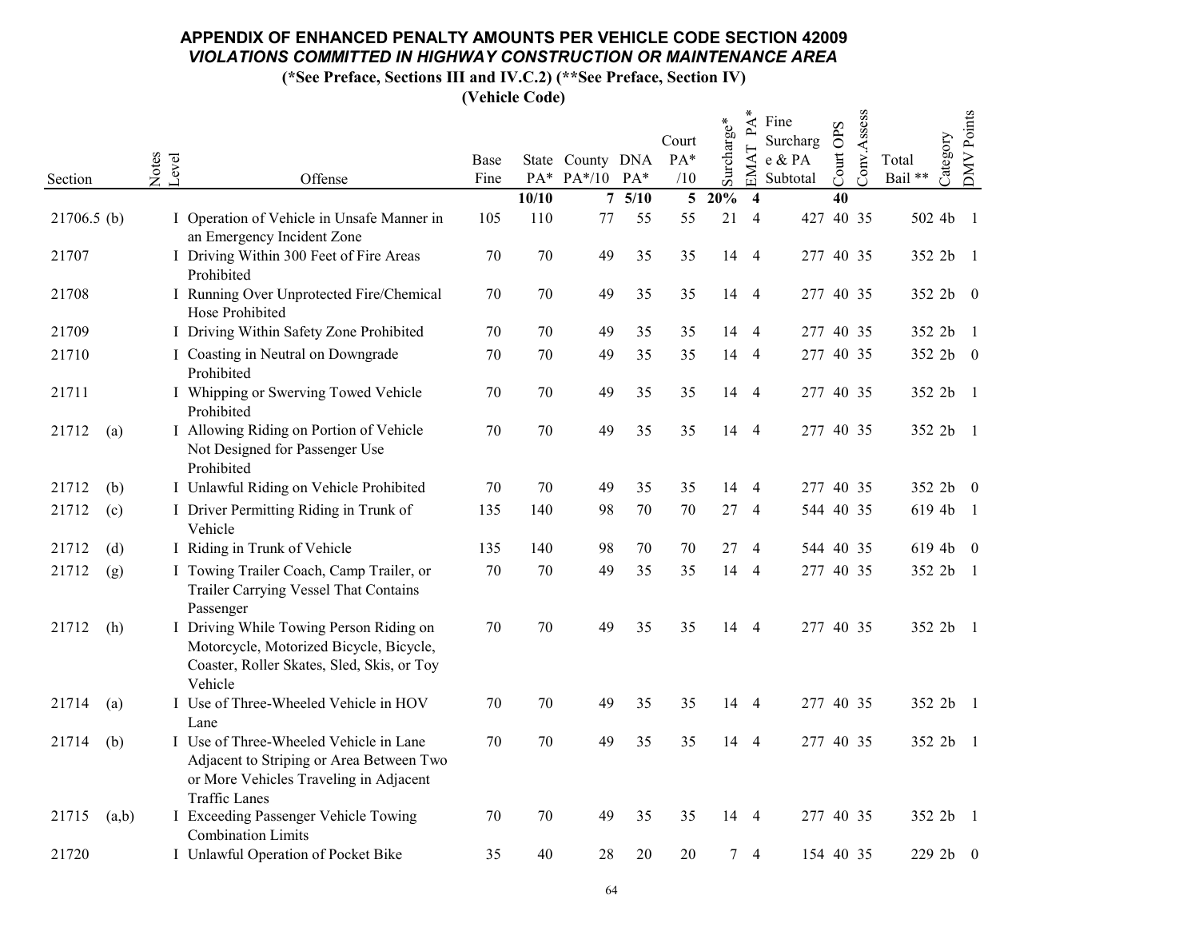# APPENDIX OF ENHANCED PENALTY AMOUNTS PER VEHICLE CODE SECTION 42009

***VIOLATIONS COMMITTED IN HIGHWAY CONSTRUCTION OR MAINTENANCE AREA***

**(*See Preface, Sections III and IV.C.2) (**See Preface, Section IV)**

**(Vehicle Code)**

| Section | | Notes | Level | Offense | Base Fine | State PA* | County PA*/10 | DNA PA* | Court PA* /10 | Surcharge* | EMAT PA* | Fine Surcharge & PA Subtotal | Court OPS | Conv.Assess | Total Bail ** | Category | DMV Points |
|---|---|---|---|---|---|---|---|---|---|---|---|---|---|---|---|---|---|
| | | | | | | **10/10** | **7** | **5/10** | **5** | **20%** | **4** | | **40** | | | | |
| 21706.5 | (b) | | I | Operation of Vehicle in Unsafe Manner in an Emergency Incident Zone | 105 | 110 | 77 | 55 | 55 | 21 | 4 | 427 | 40 | 35 | 502 | 4b | 1 |
| 21707 | | | I | Driving Within 300 Feet of Fire Areas Prohibited | 70 | 70 | 49 | 35 | 35 | 14 | 4 | 277 | 40 | 35 | 352 | 2b | 1 |
| 21708 | | | I | Running Over Unprotected Fire/Chemical Hose Prohibited | 70 | 70 | 49 | 35 | 35 | 14 | 4 | 277 | 40 | 35 | 352 | 2b | 0 |
| 21709 | | | I | Driving Within Safety Zone Prohibited | 70 | 70 | 49 | 35 | 35 | 14 | 4 | 277 | 40 | 35 | 352 | 2b | 1 |
| 21710 | | | I | Coasting in Neutral on Downgrade Prohibited | 70 | 70 | 49 | 35 | 35 | 14 | 4 | 277 | 40 | 35 | 352 | 2b | 0 |
| 21711 | | | I | Whipping or Swerving Towed Vehicle Prohibited | 70 | 70 | 49 | 35 | 35 | 14 | 4 | 277 | 40 | 35 | 352 | 2b | 1 |
| 21712 | (a) | | I | Allowing Riding on Portion of Vehicle Not Designed for Passenger Use Prohibited | 70 | 70 | 49 | 35 | 35 | 14 | 4 | 277 | 40 | 35 | 352 | 2b | 1 |
| 21712 | (b) | | I | Unlawful Riding on Vehicle Prohibited | 70 | 70 | 49 | 35 | 35 | 14 | 4 | 277 | 40 | 35 | 352 | 2b | 0 |
| 21712 | (c) | | I | Driver Permitting Riding in Trunk of Vehicle | 135 | 140 | 98 | 70 | 70 | 27 | 4 | 544 | 40 | 35 | 619 | 4b | 1 |
| 21712 | (d) | | I | Riding in Trunk of Vehicle | 135 | 140 | 98 | 70 | 70 | 27 | 4 | 544 | 40 | 35 | 619 | 4b | 0 |
| 21712 | (g) | | I | Towing Trailer Coach, Camp Trailer, or Trailer Carrying Vessel That Contains Passenger | 70 | 70 | 49 | 35 | 35 | 14 | 4 | 277 | 40 | 35 | 352 | 2b | 1 |
| 21712 | (h) | | I | Driving While Towing Person Riding on Motorcycle, Motorized Bicycle, Bicycle, Coaster, Roller Skates, Sled, Skis, or Toy Vehicle | 70 | 70 | 49 | 35 | 35 | 14 | 4 | 277 | 40 | 35 | 352 | 2b | 1 |
| 21714 | (a) | | I | Use of Three-Wheeled Vehicle in HOV Lane | 70 | 70 | 49 | 35 | 35 | 14 | 4 | 277 | 40 | 35 | 352 | 2b | 1 |
| 21714 | (b) | | I | Use of Three-Wheeled Vehicle in Lane Adjacent to Striping or Area Between Two or More Vehicles Traveling in Adjacent Traffic Lanes | 70 | 70 | 49 | 35 | 35 | 14 | 4 | 277 | 40 | 35 | 352 | 2b | 1 |
| 21715 | (a,b) | | I | Exceeding Passenger Vehicle Towing Combination Limits | 70 | 70 | 49 | 35 | 35 | 14 | 4 | 277 | 40 | 35 | 352 | 2b | 1 |
| 21720 | | | I | Unlawful Operation of Pocket Bike | 35 | 40 | 28 | 20 | 20 | 7 | 4 | 154 | 40 | 35 | 229 | 2b | 0 |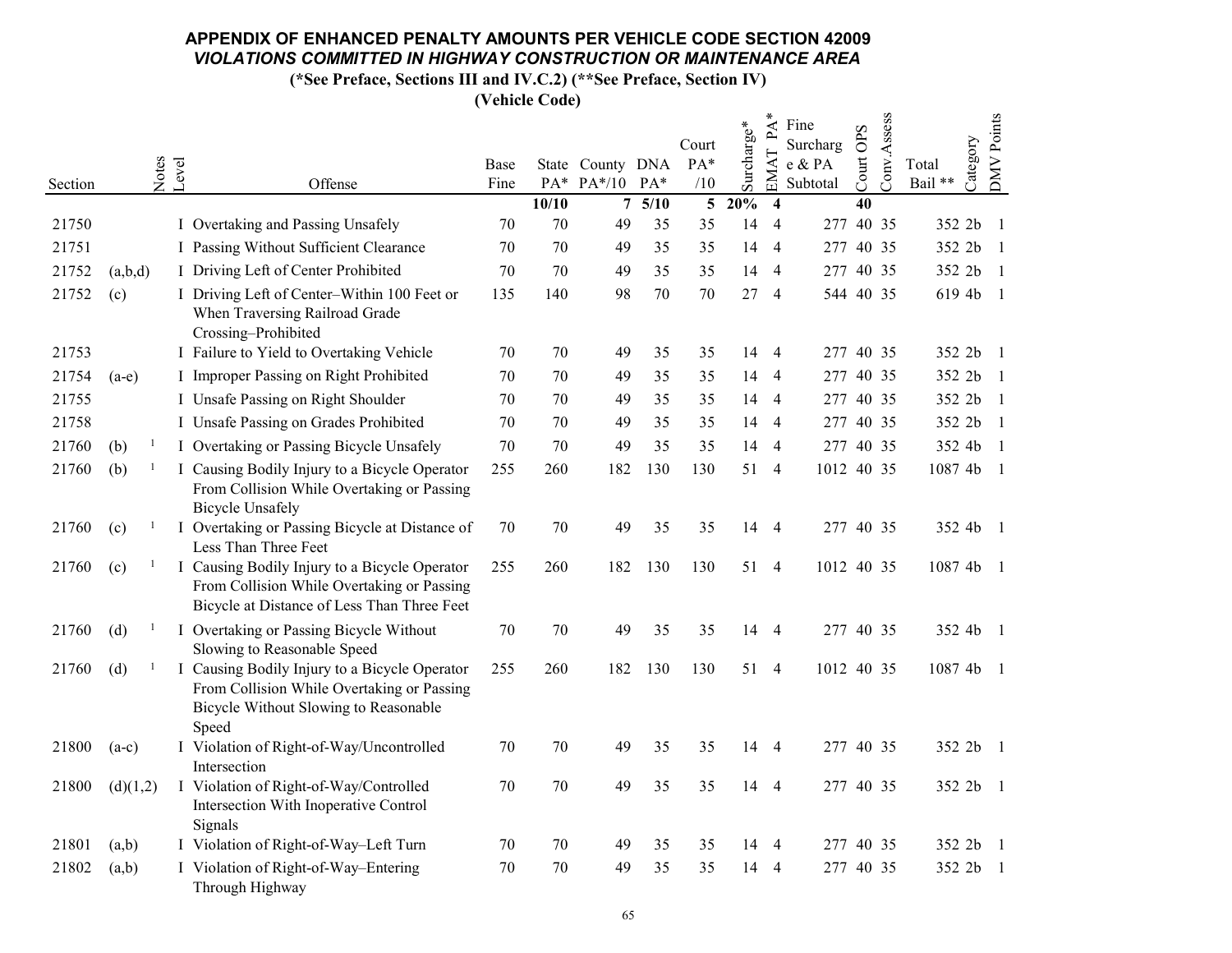# APPENDIX OF ENHANCED PENALTY AMOUNTS PER VEHICLE CODE SECTION 42009

## *VIOLATIONS COMMITTED IN HIGHWAY CONSTRUCTION OR MAINTENANCE AREA*

**(*See Preface, Sections III and IV.C.2) (**See Preface, Section IV)**

**(Vehicle Code)**

| Section | | Notes | Level | Offense | Base Fine | State PA* | County PA*/10 | DNA PA* | Court PA* /10 | Surcharge* | EMAT PA* | Fine Surcharge & PA Subtotal | Court OPS | Conv.Assess | Total Bail ** | Category | DMV Points |
|---|---|---|---|---|---|---|---|---|---|---|---|---|---|---|---|---|---|
| | | | | | | **10/10** | **7** | **5/10** | **5** | **20%** | **4** | | **40** | | | | |
| 21750 | | | I | Overtaking and Passing Unsafely | 70 | 70 | 49 | 35 | 35 | 14 | 4 | 277 | 40 | 35 | 352 | 2b | 1 |
| 21751 | | | I | Passing Without Sufficient Clearance | 70 | 70 | 49 | 35 | 35 | 14 | 4 | 277 | 40 | 35 | 352 | 2b | 1 |
| 21752 | (a,b,d) | | I | Driving Left of Center Prohibited | 70 | 70 | 49 | 35 | 35 | 14 | 4 | 277 | 40 | 35 | 352 | 2b | 1 |
| 21752 | (c) | | I | Driving Left of Center–Within 100 Feet or When Traversing Railroad Grade Crossing–Prohibited | 135 | 140 | 98 | 70 | 70 | 27 | 4 | 544 | 40 | 35 | 619 | 4b | 1 |
| 21753 | | | I | Failure to Yield to Overtaking Vehicle | 70 | 70 | 49 | 35 | 35 | 14 | 4 | 277 | 40 | 35 | 352 | 2b | 1 |
| 21754 | (a-e) | | I | Improper Passing on Right Prohibited | 70 | 70 | 49 | 35 | 35 | 14 | 4 | 277 | 40 | 35 | 352 | 2b | 1 |
| 21755 | | | I | Unsafe Passing on Right Shoulder | 70 | 70 | 49 | 35 | 35 | 14 | 4 | 277 | 40 | 35 | 352 | 2b | 1 |
| 21758 | | | I | Unsafe Passing on Grades Prohibited | 70 | 70 | 49 | 35 | 35 | 14 | 4 | 277 | 40 | 35 | 352 | 2b | 1 |
| 21760 | (b) | 1 | I | Overtaking or Passing Bicycle Unsafely | 70 | 70 | 49 | 35 | 35 | 14 | 4 | 277 | 40 | 35 | 352 | 4b | 1 |
| 21760 | (b) | 1 | I | Causing Bodily Injury to a Bicycle Operator From Collision While Overtaking or Passing Bicycle Unsafely | 255 | 260 | 182 | 130 | 130 | 51 | 4 | 1012 | 40 | 35 | 1087 | 4b | 1 |
| 21760 | (c) | 1 | I | Overtaking or Passing Bicycle at Distance of Less Than Three Feet | 70 | 70 | 49 | 35 | 35 | 14 | 4 | 277 | 40 | 35 | 352 | 4b | 1 |
| 21760 | (c) | 1 | I | Causing Bodily Injury to a Bicycle Operator From Collision While Overtaking or Passing Bicycle at Distance of Less Than Three Feet | 255 | 260 | 182 | 130 | 130 | 51 | 4 | 1012 | 40 | 35 | 1087 | 4b | 1 |
| 21760 | (d) | 1 | I | Overtaking or Passing Bicycle Without Slowing to Reasonable Speed | 70 | 70 | 49 | 35 | 35 | 14 | 4 | 277 | 40 | 35 | 352 | 4b | 1 |
| 21760 | (d) | 1 | I | Causing Bodily Injury to a Bicycle Operator From Collision While Overtaking or Passing Bicycle Without Slowing to Reasonable Speed | 255 | 260 | 182 | 130 | 130 | 51 | 4 | 1012 | 40 | 35 | 1087 | 4b | 1 |
| 21800 | (a-c) | | I | Violation of Right-of-Way/Uncontrolled Intersection | 70 | 70 | 49 | 35 | 35 | 14 | 4 | 277 | 40 | 35 | 352 | 2b | 1 |
| 21800 | (d)(1,2) | | I | Violation of Right-of-Way/Controlled Intersection With Inoperative Control Signals | 70 | 70 | 49 | 35 | 35 | 14 | 4 | 277 | 40 | 35 | 352 | 2b | 1 |
| 21801 | (a,b) | | I | Violation of Right-of-Way–Left Turn | 70 | 70 | 49 | 35 | 35 | 14 | 4 | 277 | 40 | 35 | 352 | 2b | 1 |
| 21802 | (a,b) | | I | Violation of Right-of-Way–Entering Through Highway | 70 | 70 | 49 | 35 | 35 | 14 | 4 | 277 | 40 | 35 | 352 | 2b | 1 |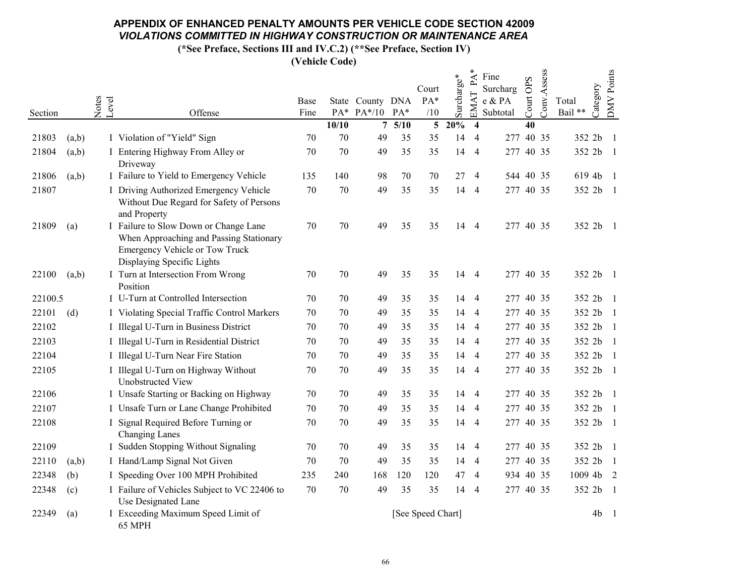## APPENDIX OF ENHANCED PENALTY AMOUNTS PER VEHICLE CODE SECTION 42009

### *VIOLATIONS COMMITTED IN HIGHWAY CONSTRUCTION OR MAINTENANCE AREA*

**(*See Preface, Sections III and IV.C.2) (**See Preface, Section IV)**

**(Vehicle Code)**

| Section | | Notes | Level | Offense | Base Fine | State PA* | County PA*/10 | DNA PA* | Court PA* /10 | Surcharge* | EMAT PA* | Fine Surcharge & PA Subtotal | Court OPS | Conv.Assess | Total Bail ** | Category | DMV Points |
|---|---|---|---|---|---|---|---|---|---|---|---|---|---|---|---|---|---|
| | | | | | | **10/10** | **7** | **5/10** | **5** | **20%** | **4** | | **40** | | | | |
| 21803 | (a,b) | | I | Violation of "Yield" Sign | 70 | 70 | 49 | 35 | 35 | 14 | 4 | 277 | 40 | 35 | 352 | 2b | 1 |
| 21804 | (a,b) | | I | Entering Highway From Alley or Driveway | 70 | 70 | 49 | 35 | 35 | 14 | 4 | 277 | 40 | 35 | 352 | 2b | 1 |
| 21806 | (a,b) | | I | Failure to Yield to Emergency Vehicle | 135 | 140 | 98 | 70 | 70 | 27 | 4 | 544 | 40 | 35 | 619 | 4b | 1 |
| 21807 | | | I | Driving Authorized Emergency Vehicle Without Due Regard for Safety of Persons and Property | 70 | 70 | 49 | 35 | 35 | 14 | 4 | 277 | 40 | 35 | 352 | 2b | 1 |
| 21809 | (a) | | I | Failure to Slow Down or Change Lane When Approaching and Passing Stationary Emergency Vehicle or Tow Truck Displaying Specific Lights | 70 | 70 | 49 | 35 | 35 | 14 | 4 | 277 | 40 | 35 | 352 | 2b | 1 |
| 22100 | (a,b) | | I | Turn at Intersection From Wrong Position | 70 | 70 | 49 | 35 | 35 | 14 | 4 | 277 | 40 | 35 | 352 | 2b | 1 |
| 22100.5 | | | I | U-Turn at Controlled Intersection | 70 | 70 | 49 | 35 | 35 | 14 | 4 | 277 | 40 | 35 | 352 | 2b | 1 |
| 22101 | (d) | | I | Violating Special Traffic Control Markers | 70 | 70 | 49 | 35 | 35 | 14 | 4 | 277 | 40 | 35 | 352 | 2b | 1 |
| 22102 | | | I | Illegal U-Turn in Business District | 70 | 70 | 49 | 35 | 35 | 14 | 4 | 277 | 40 | 35 | 352 | 2b | 1 |
| 22103 | | | I | Illegal U-Turn in Residential District | 70 | 70 | 49 | 35 | 35 | 14 | 4 | 277 | 40 | 35 | 352 | 2b | 1 |
| 22104 | | | I | Illegal U-Turn Near Fire Station | 70 | 70 | 49 | 35 | 35 | 14 | 4 | 277 | 40 | 35 | 352 | 2b | 1 |
| 22105 | | | I | Illegal U-Turn on Highway Without Unobstructed View | 70 | 70 | 49 | 35 | 35 | 14 | 4 | 277 | 40 | 35 | 352 | 2b | 1 |
| 22106 | | | I | Unsafe Starting or Backing on Highway | 70 | 70 | 49 | 35 | 35 | 14 | 4 | 277 | 40 | 35 | 352 | 2b | 1 |
| 22107 | | | I | Unsafe Turn or Lane Change Prohibited | 70 | 70 | 49 | 35 | 35 | 14 | 4 | 277 | 40 | 35 | 352 | 2b | 1 |
| 22108 | | | I | Signal Required Before Turning or Changing Lanes | 70 | 70 | 49 | 35 | 35 | 14 | 4 | 277 | 40 | 35 | 352 | 2b | 1 |
| 22109 | | | I | Sudden Stopping Without Signaling | 70 | 70 | 49 | 35 | 35 | 14 | 4 | 277 | 40 | 35 | 352 | 2b | 1 |
| 22110 | (a,b) | | I | Hand/Lamp Signal Not Given | 70 | 70 | 49 | 35 | 35 | 14 | 4 | 277 | 40 | 35 | 352 | 2b | 1 |
| 22348 | (b) | | I | Speeding Over 100 MPH Prohibited | 235 | 240 | 168 | 120 | 120 | 47 | 4 | 934 | 40 | 35 | 1009 | 4b | 2 |
| 22348 | (c) | | I | Failure of Vehicles Subject to VC 22406 to Use Designated Lane | 70 | 70 | 49 | 35 | 35 | 14 | 4 | 277 | 40 | 35 | 352 | 2b | 1 |
| 22349 | (a) | | I | Exceeding Maximum Speed Limit of 65 MPH | | | | [See Speed Chart] | | | | | | | | 4b | 1 |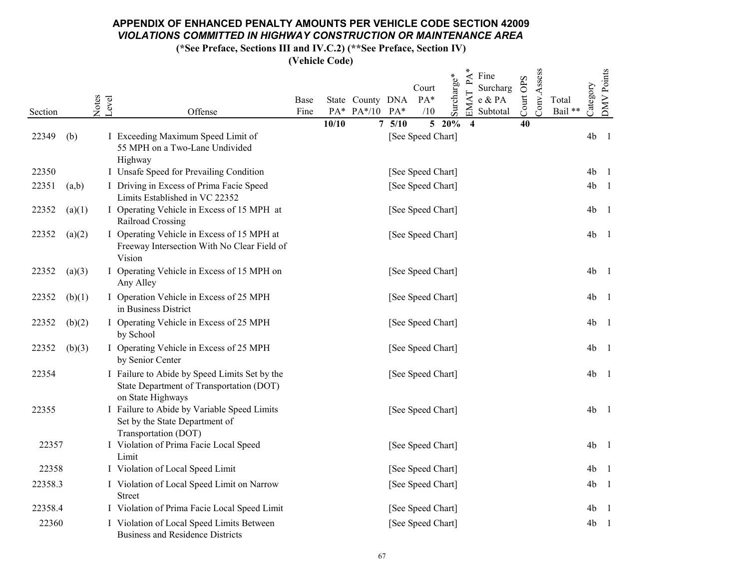# APPENDIX OF ENHANCED PENALTY AMOUNTS PER VEHICLE CODE SECTION 42009

## *VIOLATIONS COMMITTED IN HIGHWAY CONSTRUCTION OR MAINTENANCE AREA*

**(*See Preface, Sections III and IV.C.2) (**See Preface, Section IV)**

**(Vehicle Code)**

| Section | | Notes | Level | Offense | Base Fine | State PA* | County PA*/10 | DNA PA* | Court PA* /10 | Surcharge* | EMAT PA* | Fine Surcharge & PA Subtotal | Court OPS | Conv.Assess | Total Bail ** | Category | DMV Points |
|---|---|---|---|---|---|---|---|---|---|---|---|---|---|---|---|---|---|
| | | | | | | **10/10** | **7** | **5/10** | **5** | **20%** | **4** | | **40** | | | | |
| 22349 | (b) | | I | Exceeding Maximum Speed Limit of 55 MPH on a Two-Lane Undivided Highway | | | | [See Speed Chart] | | | | | | | | 4b | 1 |
| 22350 | | | I | Unsafe Speed for Prevailing Condition | | | | [See Speed Chart] | | | | | | | | 4b | 1 |
| 22351 | (a,b) | | I | Driving in Excess of Prima Facie Speed Limits Established in VC 22352 | | | | [See Speed Chart] | | | | | | | | 4b | 1 |
| 22352 | (a)(1) | | I | Operating Vehicle in Excess of 15 MPH at Railroad Crossing | | | | [See Speed Chart] | | | | | | | | 4b | 1 |
| 22352 | (a)(2) | | I | Operating Vehicle in Excess of 15 MPH at Freeway Intersection With No Clear Field of Vision | | | | [See Speed Chart] | | | | | | | | 4b | 1 |
| 22352 | (a)(3) | | I | Operating Vehicle in Excess of 15 MPH on Any Alley | | | | [See Speed Chart] | | | | | | | | 4b | 1 |
| 22352 | (b)(1) | | I | Operation Vehicle in Excess of 25 MPH in Business District | | | | [See Speed Chart] | | | | | | | | 4b | 1 |
| 22352 | (b)(2) | | I | Operating Vehicle in Excess of 25 MPH by School | | | | [See Speed Chart] | | | | | | | | 4b | 1 |
| 22352 | (b)(3) | | I | Operating Vehicle in Excess of 25 MPH by Senior Center | | | | [See Speed Chart] | | | | | | | | 4b | 1 |
| 22354 | | | I | Failure to Abide by Speed Limits Set by the State Department of Transportation (DOT) on State Highways | | | | [See Speed Chart] | | | | | | | | 4b | 1 |
| 22355 | | | I | Failure to Abide by Variable Speed Limits Set by the State Department of Transportation (DOT) | | | | [See Speed Chart] | | | | | | | | 4b | 1 |
| 22357 | | | I | Violation of Prima Facie Local Speed Limit | | | | [See Speed Chart] | | | | | | | | 4b | 1 |
| 22358 | | | I | Violation of Local Speed Limit | | | | [See Speed Chart] | | | | | | | | 4b | 1 |
| 22358.3 | | | I | Violation of Local Speed Limit on Narrow Street | | | | [See Speed Chart] | | | | | | | | 4b | 1 |
| 22358.4 | | | I | Violation of Prima Facie Local Speed Limit | | | | [See Speed Chart] | | | | | | | | 4b | 1 |
| 22360 | | | I | Violation of Local Speed Limits Between Business and Residence Districts | | | | [See Speed Chart] | | | | | | | | 4b | 1 |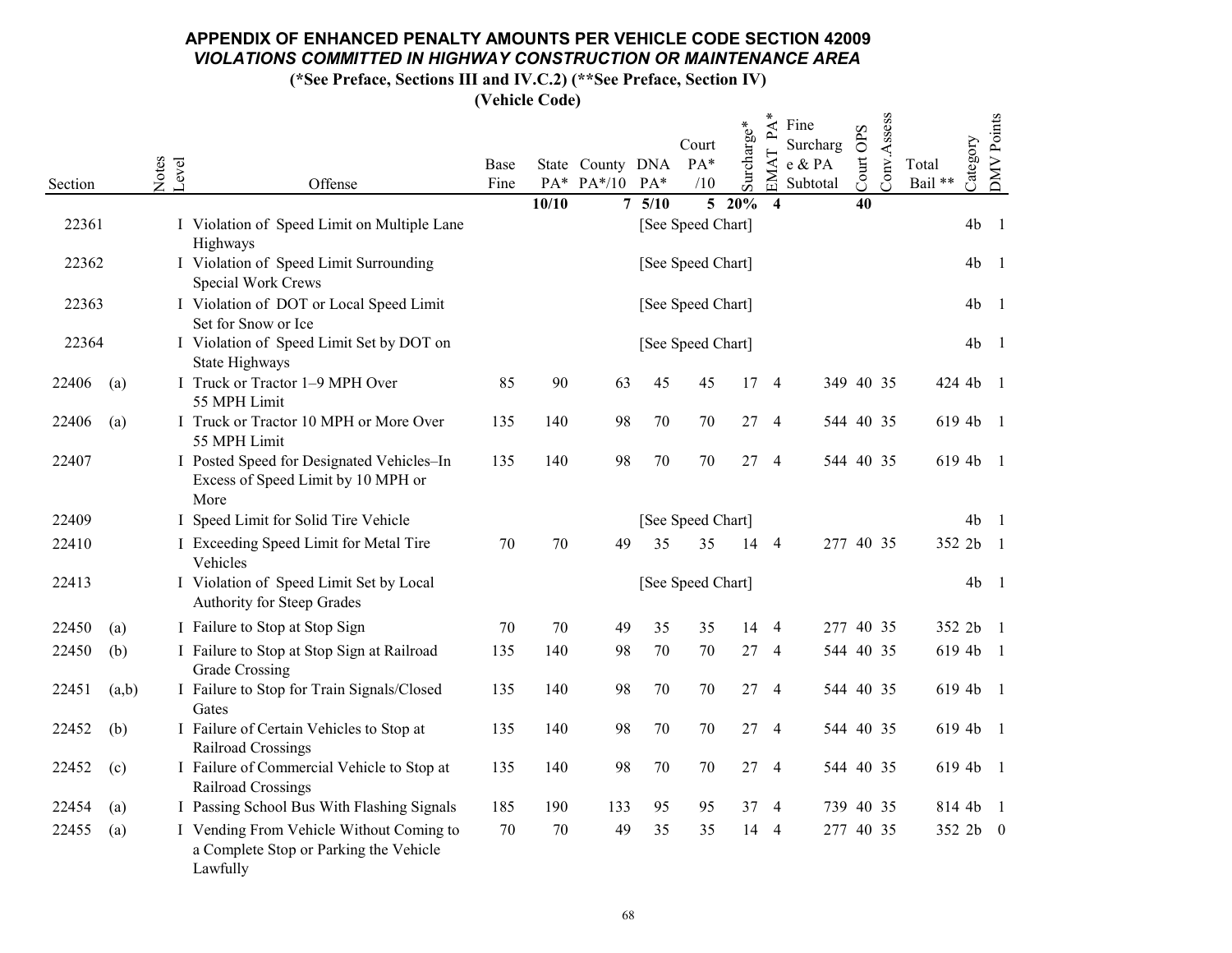# APPENDIX OF ENHANCED PENALTY AMOUNTS PER VEHICLE CODE SECTION 42009

## *VIOLATIONS COMMITTED IN HIGHWAY CONSTRUCTION OR MAINTENANCE AREA*

**(*See Preface, Sections III and IV.C.2) (**See Preface, Section IV)**

**(Vehicle Code)**

| Section | Notes | Level | Offense | Base Fine | State PA* | County PA*/10 | DNA PA* | Court PA* /10 | Surcharge* | EMAT PA* | Fine Surcharge & PA Subtotal | Court OPS | Conv.Assess | Total Bail ** | Category | DMV Points |
|---|---|---|---|---|---|---|---|---|---|---|---|---|---|---|---|---|
| | | | | | **10/10** | **7** | **5/10** | **5** | **20%** | **4** | | **40** | | | | |
| 22361 | | I | Violation of Speed Limit on Multiple Lane Highways | | | | [See Speed Chart] | | | | | | | | 4b | 1 |
| 22362 | | I | Violation of Speed Limit Surrounding Special Work Crews | | | | [See Speed Chart] | | | | | | | | 4b | 1 |
| 22363 | | I | Violation of DOT or Local Speed Limit Set for Snow or Ice | | | | [See Speed Chart] | | | | | | | | 4b | 1 |
| 22364 | | I | Violation of Speed Limit Set by DOT on State Highways | | | | [See Speed Chart] | | | | | | | | 4b | 1 |
| 22406 | (a) | I | Truck or Tractor 1–9 MPH Over 55 MPH Limit | 85 | 90 | 63 | 45 | 45 | 17 | 4 | 349 | 40 | 35 | 424 | 4b | 1 |
| 22406 | (a) | I | Truck or Tractor 10 MPH or More Over 55 MPH Limit | 135 | 140 | 98 | 70 | 70 | 27 | 4 | 544 | 40 | 35 | 619 | 4b | 1 |
| 22407 | | I | Posted Speed for Designated Vehicles–In Excess of Speed Limit by 10 MPH or More | 135 | 140 | 98 | 70 | 70 | 27 | 4 | 544 | 40 | 35 | 619 | 4b | 1 |
| 22409 | | I | Speed Limit for Solid Tire Vehicle | | | | [See Speed Chart] | | | | | | | | 4b | 1 |
| 22410 | | I | Exceeding Speed Limit for Metal Tire Vehicles | 70 | 70 | 49 | 35 | 35 | 14 | 4 | 277 | 40 | 35 | 352 | 2b | 1 |
| 22413 | | I | Violation of Speed Limit Set by Local Authority for Steep Grades | | | | [See Speed Chart] | | | | | | | | 4b | 1 |
| 22450 | (a) | I | Failure to Stop at Stop Sign | 70 | 70 | 49 | 35 | 35 | 14 | 4 | 277 | 40 | 35 | 352 | 2b | 1 |
| 22450 | (b) | I | Failure to Stop at Stop Sign at Railroad Grade Crossing | 135 | 140 | 98 | 70 | 70 | 27 | 4 | 544 | 40 | 35 | 619 | 4b | 1 |
| 22451 | (a,b) | I | Failure to Stop for Train Signals/Closed Gates | 135 | 140 | 98 | 70 | 70 | 27 | 4 | 544 | 40 | 35 | 619 | 4b | 1 |
| 22452 | (b) | I | Failure of Certain Vehicles to Stop at Railroad Crossings | 135 | 140 | 98 | 70 | 70 | 27 | 4 | 544 | 40 | 35 | 619 | 4b | 1 |
| 22452 | (c) | I | Failure of Commercial Vehicle to Stop at Railroad Crossings | 135 | 140 | 98 | 70 | 70 | 27 | 4 | 544 | 40 | 35 | 619 | 4b | 1 |
| 22454 | (a) | I | Passing School Bus With Flashing Signals | 185 | 190 | 133 | 95 | 95 | 37 | 4 | 739 | 40 | 35 | 814 | 4b | 1 |
| 22455 | (a) | I | Vending From Vehicle Without Coming to a Complete Stop or Parking the Vehicle Lawfully | 70 | 70 | 49 | 35 | 35 | 14 | 4 | 277 | 40 | 35 | 352 | 2b | 0 |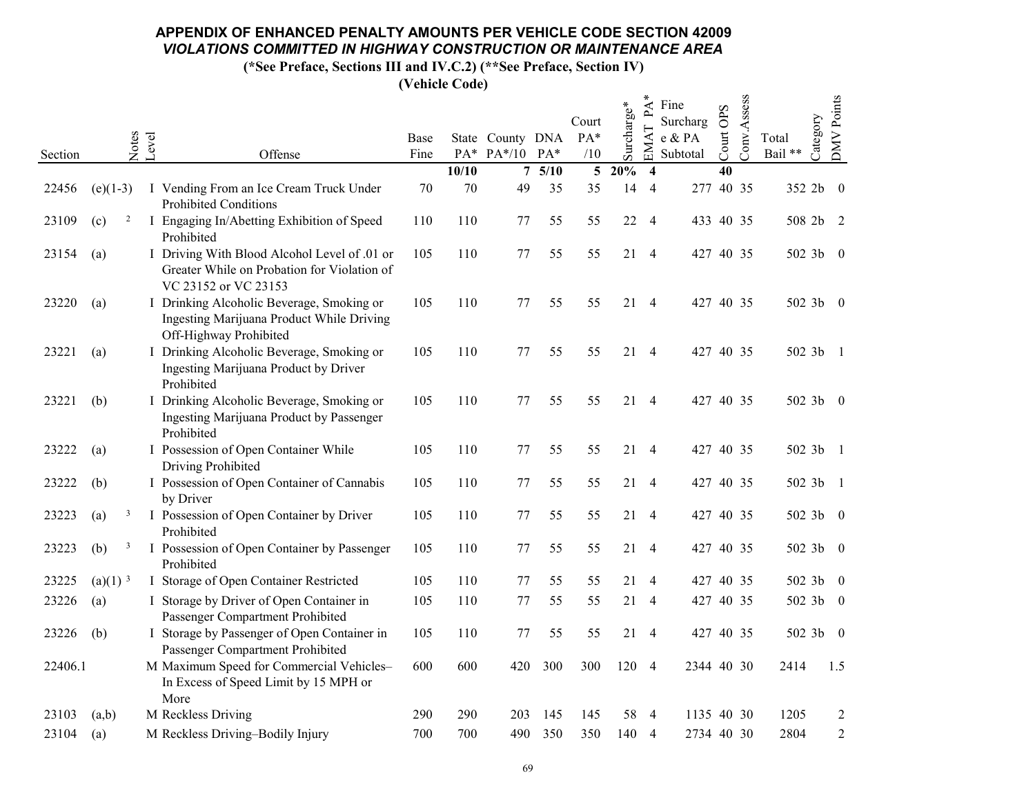# APPENDIX OF ENHANCED PENALTY AMOUNTS PER VEHICLE CODE SECTION 42009

## *VIOLATIONS COMMITTED IN HIGHWAY CONSTRUCTION OR MAINTENANCE AREA*

**(*See Preface, Sections III and IV.C.2) (**See Preface, Section IV)**

**(Vehicle Code)**

| Section | | Notes | Level | Offense | Base Fine | State PA* | County PA*/10 | DNA PA* | Court PA* /10 | Surcharge* | EMAT PA* | Fine Surcharge & PA Subtotal | Court OPS | Conv.Assess | Total Bail ** | Category | DMV Points |
|---|---|---|---|---|---|---|---|---|---|---|---|---|---|---|---|---|---|
| | | | | | | **10/10** | **7** | **5/10** | **5** | **20%** | **4** | | **40** | | | | |
| 22456 | (e)(1-3) | | I | Vending From an Ice Cream Truck Under Prohibited Conditions | 70 | 70 | 49 | 35 | 35 | 14 | 4 | 277 | 40 | 35 | 352 | 2b | 0 |
| 23109 | (c) | 2 | I | Engaging In/Abetting Exhibition of Speed Prohibited | 110 | 110 | 77 | 55 | 55 | 22 | 4 | 433 | 40 | 35 | 508 | 2b | 2 |
| 23154 | (a) | | I | Driving With Blood Alcohol Level of .01 or Greater While on Probation for Violation of VC 23152 or VC 23153 | 105 | 110 | 77 | 55 | 55 | 21 | 4 | 427 | 40 | 35 | 502 | 3b | 0 |
| 23220 | (a) | | I | Drinking Alcoholic Beverage, Smoking or Ingesting Marijuana Product While Driving Off-Highway Prohibited | 105 | 110 | 77 | 55 | 55 | 21 | 4 | 427 | 40 | 35 | 502 | 3b | 0 |
| 23221 | (a) | | I | Drinking Alcoholic Beverage, Smoking or Ingesting Marijuana Product by Driver Prohibited | 105 | 110 | 77 | 55 | 55 | 21 | 4 | 427 | 40 | 35 | 502 | 3b | 1 |
| 23221 | (b) | | I | Drinking Alcoholic Beverage, Smoking or Ingesting Marijuana Product by Passenger Prohibited | 105 | 110 | 77 | 55 | 55 | 21 | 4 | 427 | 40 | 35 | 502 | 3b | 0 |
| 23222 | (a) | | I | Possession of Open Container While Driving Prohibited | 105 | 110 | 77 | 55 | 55 | 21 | 4 | 427 | 40 | 35 | 502 | 3b | 1 |
| 23222 | (b) | | I | Possession of Open Container of Cannabis by Driver | 105 | 110 | 77 | 55 | 55 | 21 | 4 | 427 | 40 | 35 | 502 | 3b | 1 |
| 23223 | (a) | 3 | I | Possession of Open Container by Driver Prohibited | 105 | 110 | 77 | 55 | 55 | 21 | 4 | 427 | 40 | 35 | 502 | 3b | 0 |
| 23223 | (b) | 3 | I | Possession of Open Container by Passenger Prohibited | 105 | 110 | 77 | 55 | 55 | 21 | 4 | 427 | 40 | 35 | 502 | 3b | 0 |
| 23225 | (a)(1) | 3 | I | Storage of Open Container Restricted | 105 | 110 | 77 | 55 | 55 | 21 | 4 | 427 | 40 | 35 | 502 | 3b | 0 |
| 23226 | (a) | | I | Storage by Driver of Open Container in Passenger Compartment Prohibited | 105 | 110 | 77 | 55 | 55 | 21 | 4 | 427 | 40 | 35 | 502 | 3b | 0 |
| 23226 | (b) | | I | Storage by Passenger of Open Container in Passenger Compartment Prohibited | 105 | 110 | 77 | 55 | 55 | 21 | 4 | 427 | 40 | 35 | 502 | 3b | 0 |
| 22406.1 | | | M | Maximum Speed for Commercial Vehicles–In Excess of Speed Limit by 15 MPH or More | 600 | 600 | 420 | 300 | 300 | 120 | 4 | 2344 | 40 | 30 | 2414 | | 1.5 |
| 23103 | (a,b) | | M | Reckless Driving | 290 | 290 | 203 | 145 | 145 | 58 | 4 | 1135 | 40 | 30 | 1205 | | 2 |
| 23104 | (a) | | M | Reckless Driving–Bodily Injury | 700 | 700 | 490 | 350 | 350 | 140 | 4 | 2734 | 40 | 30 | 2804 | | 2 |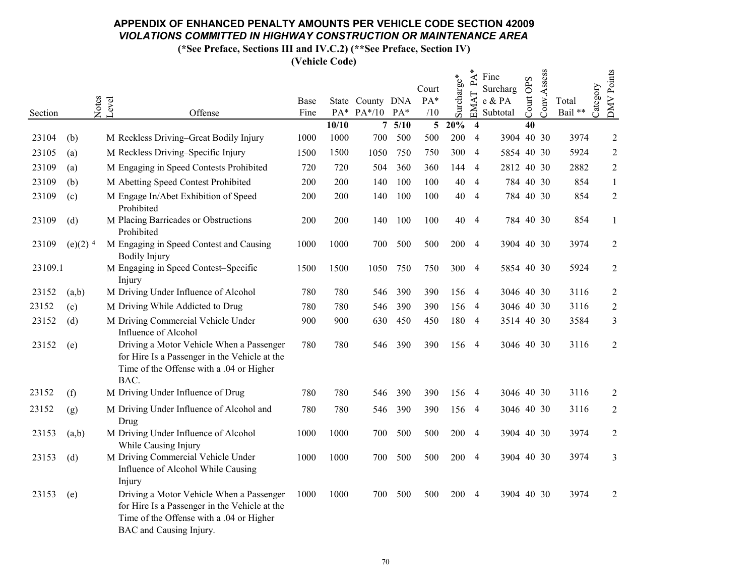# APPENDIX OF ENHANCED PENALTY AMOUNTS PER VEHICLE CODE SECTION 42009

## *VIOLATIONS COMMITTED IN HIGHWAY CONSTRUCTION OR MAINTENANCE AREA*

**(*See Preface, Sections III and IV.C.2) (**See Preface, Section IV)**

**(Vehicle Code)**

| Section | | Notes | Level | Offense | Base Fine | State PA* | County PA*/10 | DNA PA* | Court PA* /10 | Surcharge* | EMAT PA* | Fine Surcharge & PA Subtotal | Court OPS | Conv.Assess | Total Bail ** | Category | DMV Points |
|---|---|---|---|---|---|---|---|---|---|---|---|---|---|---|---|---|---|
| | | | | | | **10/10** | **7** | **5/10** | **5** | **20%** | **4** | | **40** | | | | |
| 23104 | (b) | | M | Reckless Driving–Great Bodily Injury | 1000 | 1000 | 700 | 500 | 500 | 200 | 4 | 3904 | 40 | 30 | 3974 | | 2 |
| 23105 | (a) | | M | Reckless Driving–Specific Injury | 1500 | 1500 | 1050 | 750 | 750 | 300 | 4 | 5854 | 40 | 30 | 5924 | | 2 |
| 23109 | (a) | | M | Engaging in Speed Contests Prohibited | 720 | 720 | 504 | 360 | 360 | 144 | 4 | 2812 | 40 | 30 | 2882 | | 2 |
| 23109 | (b) | | M | Abetting Speed Contest Prohibited | 200 | 200 | 140 | 100 | 100 | 40 | 4 | 784 | 40 | 30 | 854 | | 1 |
| 23109 | (c) | | M | Engage In/Abet Exhibition of Speed Prohibited | 200 | 200 | 140 | 100 | 100 | 40 | 4 | 784 | 40 | 30 | 854 | | 2 |
| 23109 | (d) | | M | Placing Barricades or Obstructions Prohibited | 200 | 200 | 140 | 100 | 100 | 40 | 4 | 784 | 40 | 30 | 854 | | 1 |
| 23109 | (e)(2) | 4 | M | Engaging in Speed Contest and Causing Bodily Injury | 1000 | 1000 | 700 | 500 | 500 | 200 | 4 | 3904 | 40 | 30 | 3974 | | 2 |
| 23109.1 | | | M | Engaging in Speed Contest–Specific Injury | 1500 | 1500 | 1050 | 750 | 750 | 300 | 4 | 5854 | 40 | 30 | 5924 | | 2 |
| 23152 | (a,b) | | M | Driving Under Influence of Alcohol | 780 | 780 | 546 | 390 | 390 | 156 | 4 | 3046 | 40 | 30 | 3116 | | 2 |
| 23152 | (c) | | M | Driving While Addicted to Drug | 780 | 780 | 546 | 390 | 390 | 156 | 4 | 3046 | 40 | 30 | 3116 | | 2 |
| 23152 | (d) | | M | Driving Commercial Vehicle Under Influence of Alcohol | 900 | 900 | 630 | 450 | 450 | 180 | 4 | 3514 | 40 | 30 | 3584 | | 3 |
| 23152 | (e) | | | Driving a Motor Vehicle When a Passenger for Hire Is a Passenger in the Vehicle at the Time of the Offense with a .04 or Higher BAC. | 780 | 780 | 546 | 390 | 390 | 156 | 4 | 3046 | 40 | 30 | 3116 | | 2 |
| 23152 | (f) | | M | Driving Under Influence of Drug | 780 | 780 | 546 | 390 | 390 | 156 | 4 | 3046 | 40 | 30 | 3116 | | 2 |
| 23152 | (g) | | M | Driving Under Influence of Alcohol and Drug | 780 | 780 | 546 | 390 | 390 | 156 | 4 | 3046 | 40 | 30 | 3116 | | 2 |
| 23153 | (a,b) | | M | Driving Under Influence of Alcohol While Causing Injury | 1000 | 1000 | 700 | 500 | 500 | 200 | 4 | 3904 | 40 | 30 | 3974 | | 2 |
| 23153 | (d) | | M | Driving Commercial Vehicle Under Influence of Alcohol While Causing Injury | 1000 | 1000 | 700 | 500 | 500 | 200 | 4 | 3904 | 40 | 30 | 3974 | | 3 |
| 23153 | (e) | | | Driving a Motor Vehicle When a Passenger for Hire Is a Passenger in the Vehicle at the Time of the Offense with a .04 or Higher BAC and Causing Injury. | 1000 | 1000 | 700 | 500 | 500 | 200 | 4 | 3904 | 40 | 30 | 3974 | | 2 |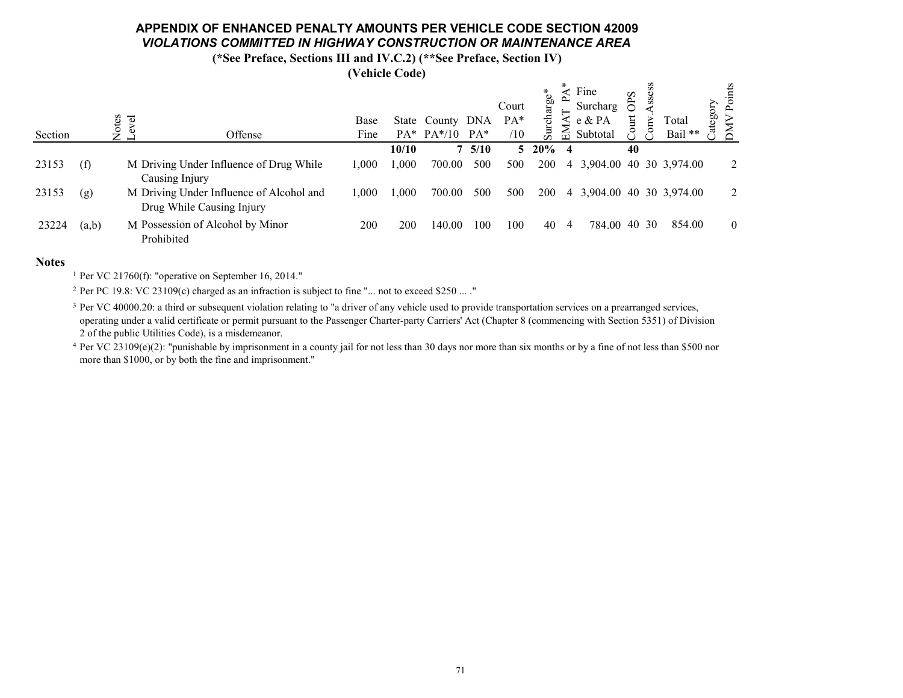# APPENDIX OF ENHANCED PENALTY AMOUNTS PER VEHICLE CODE SECTION 42009

## *VIOLATIONS COMMITTED IN HIGHWAY CONSTRUCTION OR MAINTENANCE AREA*

**(*See Preface, Sections III and IV.C.2) (**See Preface, Section IV)**

**(Vehicle Code)**

| Section | | Notes | Level | Offense | Base Fine | State PA* | County PA*/10 | DNA PA* | Court PA* /10 | Surcharge* | EMAT PA* | Fine Surcharge & PA Subtotal | Court OPS | Conv.Assess | Total Bail ** | Category | DMV Points |
|---|---|---|---|---|---|---|---|---|---|---|---|---|---|---|---|---|---|
| | | | | | | **10/10** | **7** | **5/10** | **5** | **20%** | **4** | | **40** | | | | |
| 23153 | (f) | | M | Driving Under Influence of Drug While Causing Injury | 1,000 | 1,000 | 700.00 | 500 | 500 | 200 | 4 | 3,904.00 | 40 | 30 | 3,974.00 | | 2 |
| 23153 | (g) | | M | Driving Under Influence of Alcohol and Drug While Causing Injury | 1,000 | 1,000 | 700.00 | 500 | 500 | 200 | 4 | 3,904.00 | 40 | 30 | 3,974.00 | | 2 |
| 23224 | (a,b) | | M | Possession of Alcohol by Minor Prohibited | 200 | 200 | 140.00 | 100 | 100 | 40 | 4 | 784.00 | 40 | 30 | 854.00 | | 0 |

**Notes**

[1] Per VC 21760(f): "operative on September 16, 2014."

[2] Per PC 19.8: VC 23109(c) charged as an infraction is subject to fine "... not to exceed $250 ... ."

[3] Per VC 40000.20: a third or subsequent violation relating to "a driver of any vehicle used to provide transportation services on a prearranged services, operating under a valid certificate or permit pursuant to the Passenger Charter-party Carriers' Act (Chapter 8 (commencing with Section 5351) of Division 2 of the public Utilities Code), is a misdemeanor.

[4] Per VC 23109(e)(2): "punishable by imprisonment in a county jail for not less than 30 days nor more than six months or by a fine of not less than $500 nor more than $1000, or by both the fine and imprisonment."